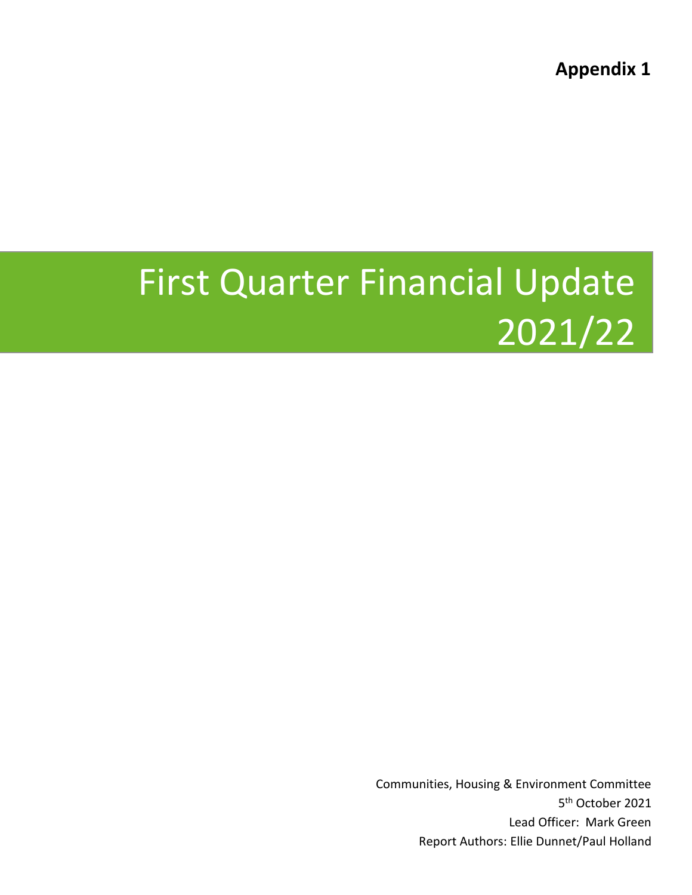**Appendix 1**

# First Quarter Financial Update 2021/22

Communities, Housing & Environment Committee

5th October 2021

Lead Officer: Mark Green

Report Authors: Ellie Dunnet/Paul Holland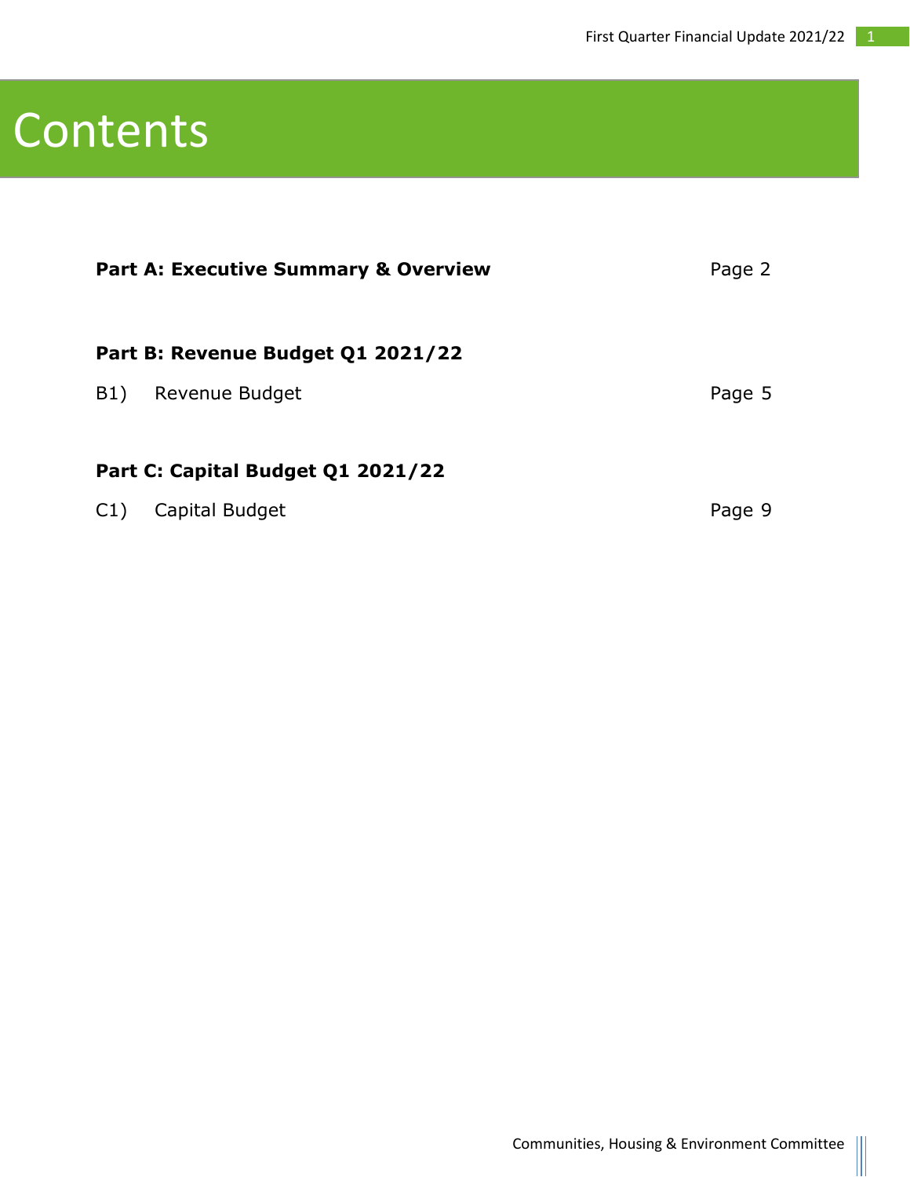# Contents

| | |
|---|---|
| **Part A: Executive Summary & Overview** | Page 2 |
| **Part B: Revenue Budget Q1 2021/22** | |
| B1) Revenue Budget | Page 5 |
| **Part C: Capital Budget Q1 2021/22** | |
| C1) Capital Budget | Page 9 |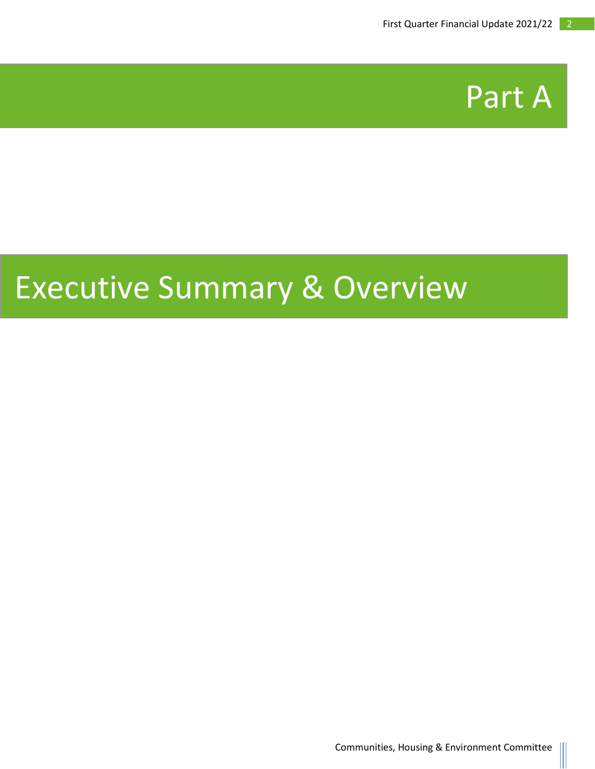# Part A

# Executive Summary & Overview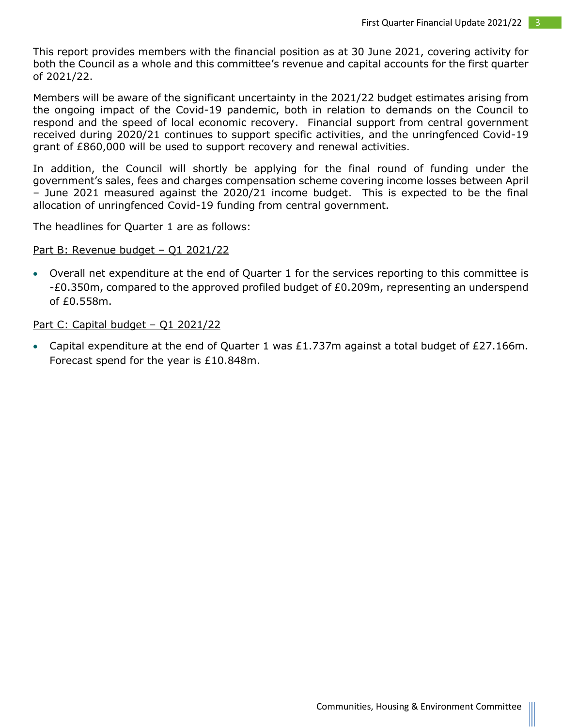This report provides members with the financial position as at 30 June 2021, covering activity for both the Council as a whole and this committee's revenue and capital accounts for the first quarter of 2021/22.

Members will be aware of the significant uncertainty in the 2021/22 budget estimates arising from the ongoing impact of the Covid-19 pandemic, both in relation to demands on the Council to respond and the speed of local economic recovery. Financial support from central government received during 2020/21 continues to support specific activities, and the unringfenced Covid-19 grant of £860,000 will be used to support recovery and renewal activities.

In addition, the Council will shortly be applying for the final round of funding under the government's sales, fees and charges compensation scheme covering income losses between April – June 2021 measured against the 2020/21 income budget. This is expected to be the final allocation of unringfenced Covid-19 funding from central government.

The headlines for Quarter 1 are as follows:

Part B: Revenue budget – Q1 2021/22

- Overall net expenditure at the end of Quarter 1 for the services reporting to this committee is -£0.350m, compared to the approved profiled budget of £0.209m, representing an underspend of £0.558m.

Part C: Capital budget – Q1 2021/22

- Capital expenditure at the end of Quarter 1 was £1.737m against a total budget of £27.166m. Forecast spend for the year is £10.848m.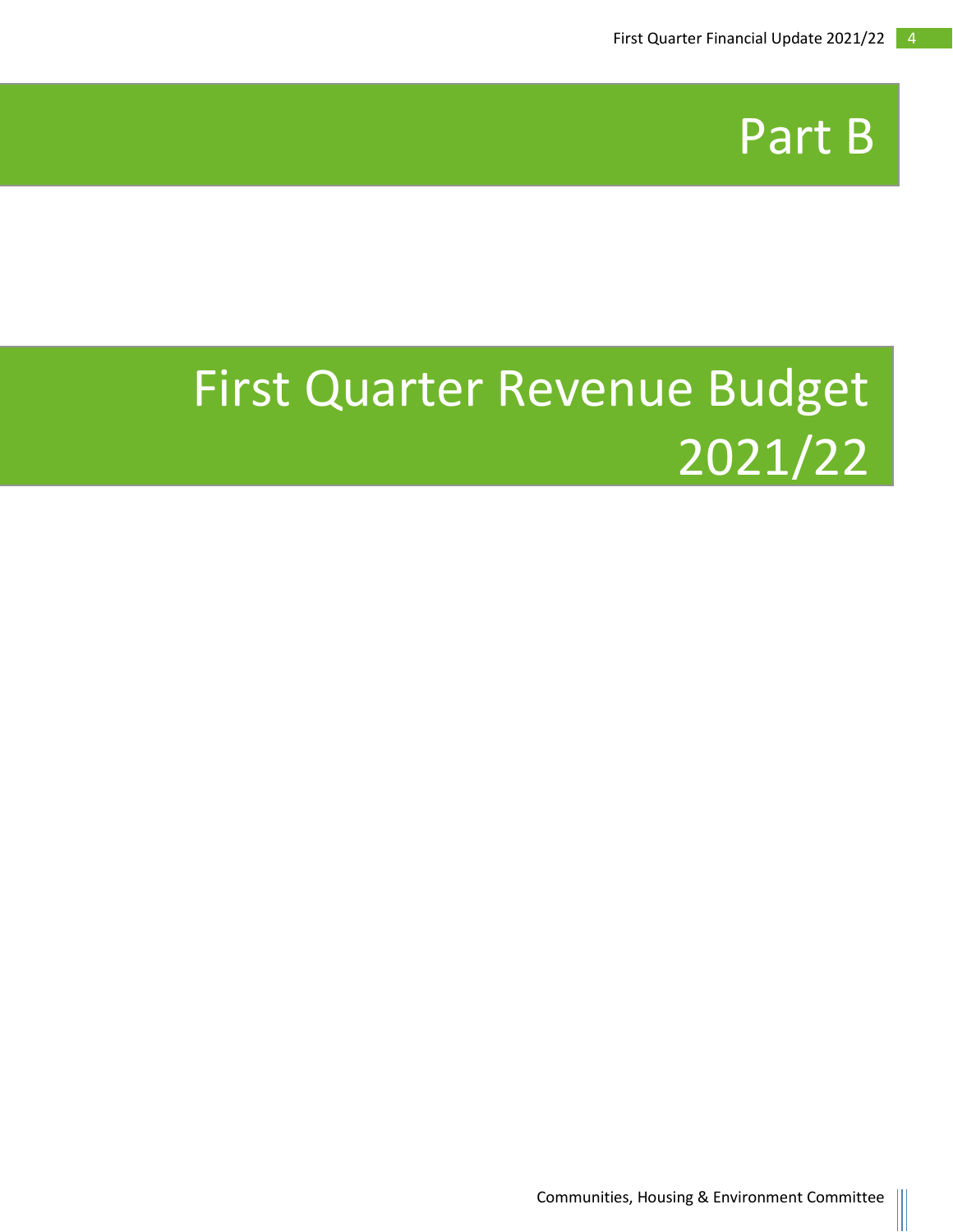# Part B

# First Quarter Revenue Budget 2021/22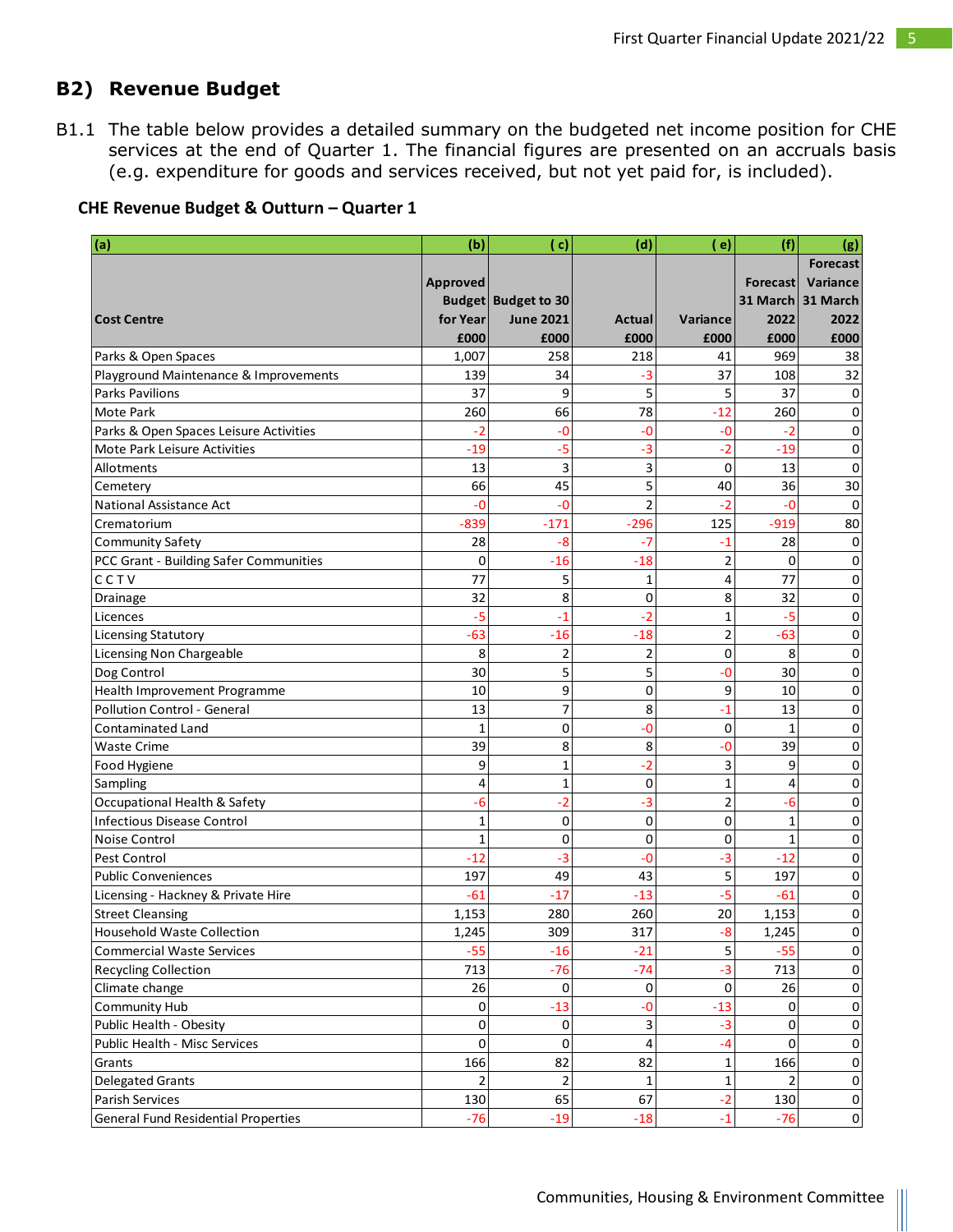## B2) Revenue Budget

B1.1 The table below provides a detailed summary on the budgeted net income position for CHE services at the end of Quarter 1. The financial figures are presented on an accruals basis (e.g. expenditure for goods and services received, but not yet paid for, is included).

### CHE Revenue Budget & Outturn – Quarter 1

| (a) | (b) | ( c) | (d) | ( e) | (f) | (g) |
|---|---|---|---|---|---|---|
| Cost Centre | Approved Budget for Year £000 | Budget to 30 June 2021 £000 | Actual £000 | Variance £000 | Forecast 31 March 2022 £000 | Forecast Variance 31 March 2022 £000 |
| Parks & Open Spaces | 1,007 | 258 | 218 | 41 | 969 | 38 |
| Playground Maintenance & Improvements | 139 | 34 | -3 | 37 | 108 | 32 |
| Parks Pavilions | 37 | 9 | 5 | 5 | 37 | 0 |
| Mote Park | 260 | 66 | 78 | -12 | 260 | 0 |
| Parks & Open Spaces Leisure Activities | -2 | -0 | -0 | -0 | -2 | 0 |
| Mote Park Leisure Activities | -19 | -5 | -3 | -2 | -19 | 0 |
| Allotments | 13 | 3 | 3 | 0 | 13 | 0 |
| Cemetery | 66 | 45 | 5 | 40 | 36 | 30 |
| National Assistance Act | -0 | -0 | 2 | -2 | -0 | 0 |
| Crematorium | -839 | -171 | -296 | 125 | -919 | 80 |
| Community Safety | 28 | -8 | -7 | -1 | 28 | 0 |
| PCC Grant - Building Safer Communities | 0 | -16 | -18 | 2 | 0 | 0 |
| C C T V | 77 | 5 | 1 | 4 | 77 | 0 |
| Drainage | 32 | 8 | 0 | 8 | 32 | 0 |
| Licences | -5 | -1 | -2 | 1 | -5 | 0 |
| Licensing Statutory | -63 | -16 | -18 | 2 | -63 | 0 |
| Licensing Non Chargeable | 8 | 2 | 2 | 0 | 8 | 0 |
| Dog Control | 30 | 5 | 5 | -0 | 30 | 0 |
| Health Improvement Programme | 10 | 9 | 0 | 9 | 10 | 0 |
| Pollution Control - General | 13 | 7 | 8 | -1 | 13 | 0 |
| Contaminated Land | 1 | 0 | -0 | 0 | 1 | 0 |
| Waste Crime | 39 | 8 | 8 | -0 | 39 | 0 |
| Food Hygiene | 9 | 1 | -2 | 3 | 9 | 0 |
| Sampling | 4 | 1 | 0 | 1 | 4 | 0 |
| Occupational Health & Safety | -6 | -2 | -3 | 2 | -6 | 0 |
| Infectious Disease Control | 1 | 0 | 0 | 0 | 1 | 0 |
| Noise Control | 1 | 0 | 0 | 0 | 1 | 0 |
| Pest Control | -12 | -3 | -0 | -3 | -12 | 0 |
| Public Conveniences | 197 | 49 | 43 | 5 | 197 | 0 |
| Licensing - Hackney & Private Hire | -61 | -17 | -13 | -5 | -61 | 0 |
| Street Cleansing | 1,153 | 280 | 260 | 20 | 1,153 | 0 |
| Household Waste Collection | 1,245 | 309 | 317 | -8 | 1,245 | 0 |
| Commercial Waste Services | -55 | -16 | -21 | 5 | -55 | 0 |
| Recycling Collection | 713 | -76 | -74 | -3 | 713 | 0 |
| Climate change | 26 | 0 | 0 | 0 | 26 | 0 |
| Community Hub | 0 | -13 | -0 | -13 | 0 | 0 |
| Public Health - Obesity | 0 | 0 | 3 | -3 | 0 | 0 |
| Public Health - Misc Services | 0 | 0 | 4 | -4 | 0 | 0 |
| Grants | 166 | 82 | 82 | 1 | 166 | 0 |
| Delegated Grants | 2 | 2 | 1 | 1 | 2 | 0 |
| Parish Services | 130 | 65 | 67 | -2 | 130 | 0 |
| General Fund Residential Properties | -76 | -19 | -18 | -1 | -76 | 0 |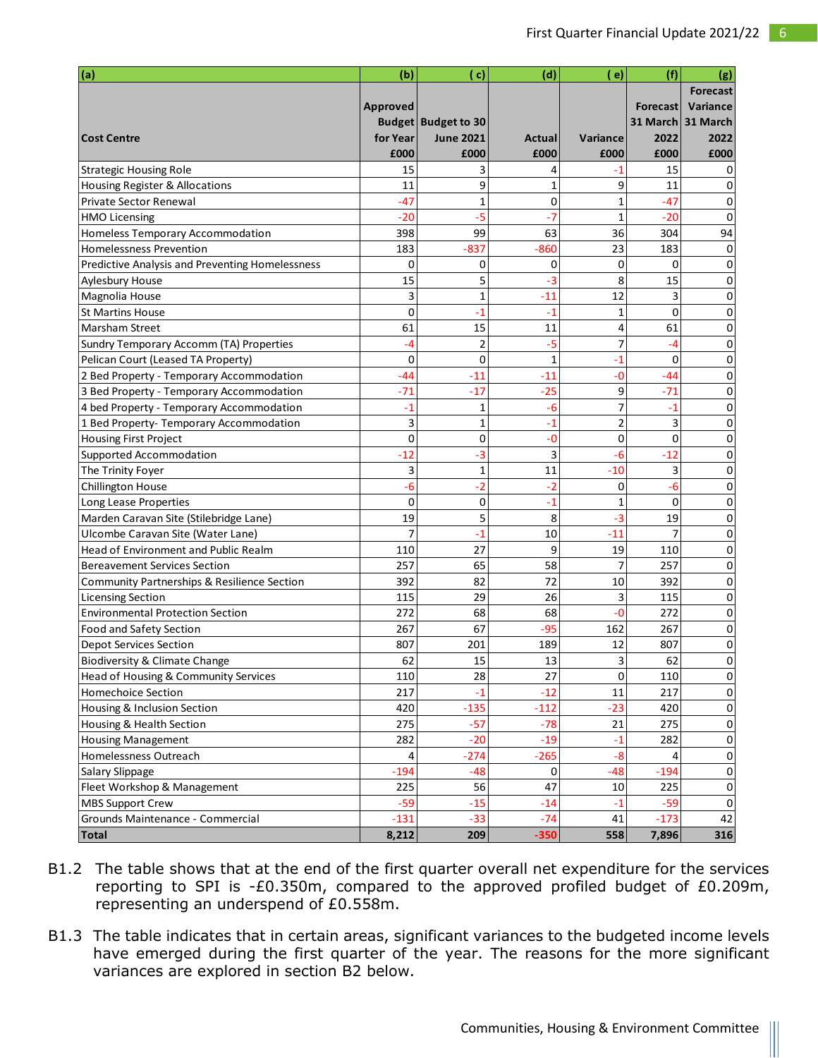| (a) | (b) | ( c) | (d) | ( e) | (f) | (g) |
|---|---|---|---|---|---|---|
| Cost Centre | Approved Budget for Year £000 | Budget to 30 June 2021 £000 | Actual £000 | Variance £000 | Forecast 31 March 2022 £000 | Forecast Variance 31 March 2022 £000 |
| Strategic Housing Role | 15 | 3 | 4 | -1 | 15 | 0 |
| Housing Register & Allocations | 11 | 9 | 1 | 9 | 11 | 0 |
| Private Sector Renewal | -47 | 1 | 0 | 1 | -47 | 0 |
| HMO Licensing | -20 | -5 | -7 | 1 | -20 | 0 |
| Homeless Temporary Accommodation | 398 | 99 | 63 | 36 | 304 | 94 |
| Homelessness Prevention | 183 | -837 | -860 | 23 | 183 | 0 |
| Predictive Analysis and Preventing Homelessness | 0 | 0 | 0 | 0 | 0 | 0 |
| Aylesbury House | 15 | 5 | -3 | 8 | 15 | 0 |
| Magnolia House | 3 | 1 | -11 | 12 | 3 | 0 |
| St Martins House | 0 | -1 | -1 | 1 | 0 | 0 |
| Marsham Street | 61 | 15 | 11 | 4 | 61 | 0 |
| Sundry Temporary Accomm (TA) Properties | -4 | 2 | -5 | 7 | -4 | 0 |
| Pelican Court (Leased TA Property) | 0 | 0 | 1 | -1 | 0 | 0 |
| 2 Bed Property - Temporary Accommodation | -44 | -11 | -11 | -0 | -44 | 0 |
| 3 Bed Property - Temporary Accommodation | -71 | -17 | -25 | 9 | -71 | 0 |
| 4 bed Property - Temporary Accommodation | -1 | 1 | -6 | 7 | -1 | 0 |
| 1 Bed Property- Temporary Accommodation | 3 | 1 | -1 | 2 | 3 | 0 |
| Housing First Project | 0 | 0 | -0 | 0 | 0 | 0 |
| Supported Accommodation | -12 | -3 | 3 | -6 | -12 | 0 |
| The Trinity Foyer | 3 | 1 | 11 | -10 | 3 | 0 |
| Chillington House | -6 | -2 | -2 | 0 | -6 | 0 |
| Long Lease Properties | 0 | 0 | -1 | 1 | 0 | 0 |
| Marden Caravan Site (Stilebridge Lane) | 19 | 5 | 8 | -3 | 19 | 0 |
| Ulcombe Caravan Site (Water Lane) | 7 | -1 | 10 | -11 | 7 | 0 |
| Head of Environment and Public Realm | 110 | 27 | 9 | 19 | 110 | 0 |
| Bereavement Services Section | 257 | 65 | 58 | 7 | 257 | 0 |
| Community Partnerships & Resilience Section | 392 | 82 | 72 | 10 | 392 | 0 |
| Licensing Section | 115 | 29 | 26 | 3 | 115 | 0 |
| Environmental Protection Section | 272 | 68 | 68 | -0 | 272 | 0 |
| Food and Safety Section | 267 | 67 | -95 | 162 | 267 | 0 |
| Depot Services Section | 807 | 201 | 189 | 12 | 807 | 0 |
| Biodiversity & Climate Change | 62 | 15 | 13 | 3 | 62 | 0 |
| Head of Housing & Community Services | 110 | 28 | 27 | 0 | 110 | 0 |
| Homechoice Section | 217 | -1 | -12 | 11 | 217 | 0 |
| Housing & Inclusion Section | 420 | -135 | -112 | -23 | 420 | 0 |
| Housing & Health Section | 275 | -57 | -78 | 21 | 275 | 0 |
| Housing Management | 282 | -20 | -19 | -1 | 282 | 0 |
| Homelessness Outreach | 4 | -274 | -265 | -8 | 4 | 0 |
| Salary Slippage | -194 | -48 | 0 | -48 | -194 | 0 |
| Fleet Workshop & Management | 225 | 56 | 47 | 10 | 225 | 0 |
| MBS Support Crew | -59 | -15 | -14 | -1 | -59 | 0 |
| Grounds Maintenance - Commercial | -131 | -33 | -74 | 41 | -173 | 42 |
| **Total** | **8,212** | **209** | **-350** | **558** | **7,896** | **316** |

B1.2 The table shows that at the end of the first quarter overall net expenditure for the services reporting to SPI is -£0.350m, compared to the approved profiled budget of £0.209m, representing an underspend of £0.558m.

B1.3 The table indicates that in certain areas, significant variances to the budgeted income levels have emerged during the first quarter of the year. The reasons for the more significant variances are explored in section B2 below.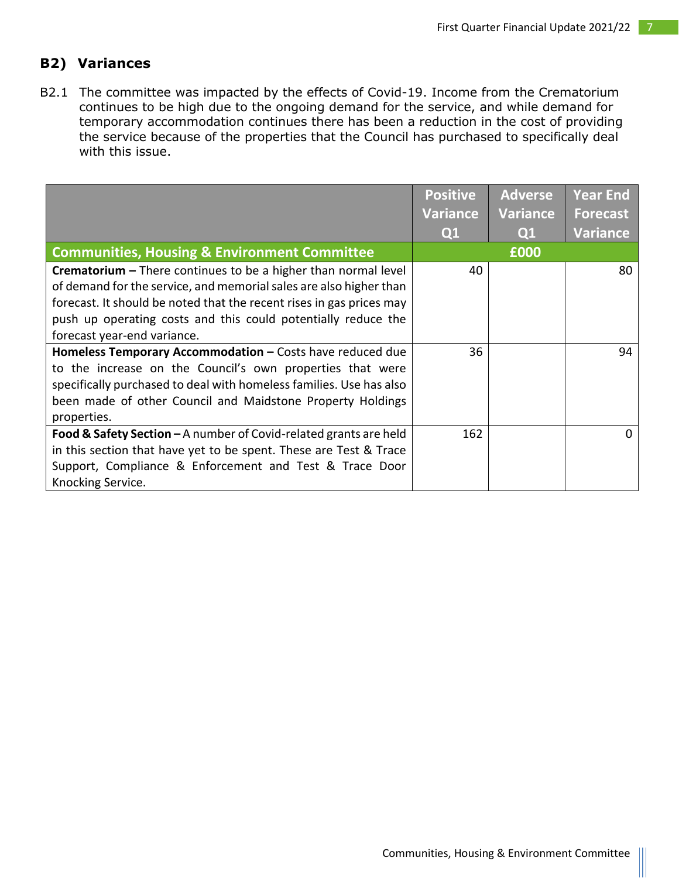## B2) Variances

B2.1 The committee was impacted by the effects of Covid-19. Income from the Crematorium continues to be high due to the ongoing demand for the service, and while demand for temporary accommodation continues there has been a reduction in the cost of providing the service because of the properties that the Council has purchased to specifically deal with this issue.

| | Positive Variance Q1 | Adverse Variance Q1 | Year End Forecast Variance |
|---|---|---|---|
| **Communities, Housing & Environment Committee** | £000 | | |
| **Crematorium –** There continues to be a higher than normal level of demand for the service, and memorial sales are also higher than forecast. It should be noted that the recent rises in gas prices may push up operating costs and this could potentially reduce the forecast year-end variance. | 40 | | 80 |
| **Homeless Temporary Accommodation –** Costs have reduced due to the increase on the Council's own properties that were specifically purchased to deal with homeless families. Use has also been made of other Council and Maidstone Property Holdings properties. | 36 | | 94 |
| **Food & Safety Section –** A number of Covid-related grants are held in this section that have yet to be spent. These are Test & Trace Support, Compliance & Enforcement and Test & Trace Door Knocking Service. | 162 | | 0 |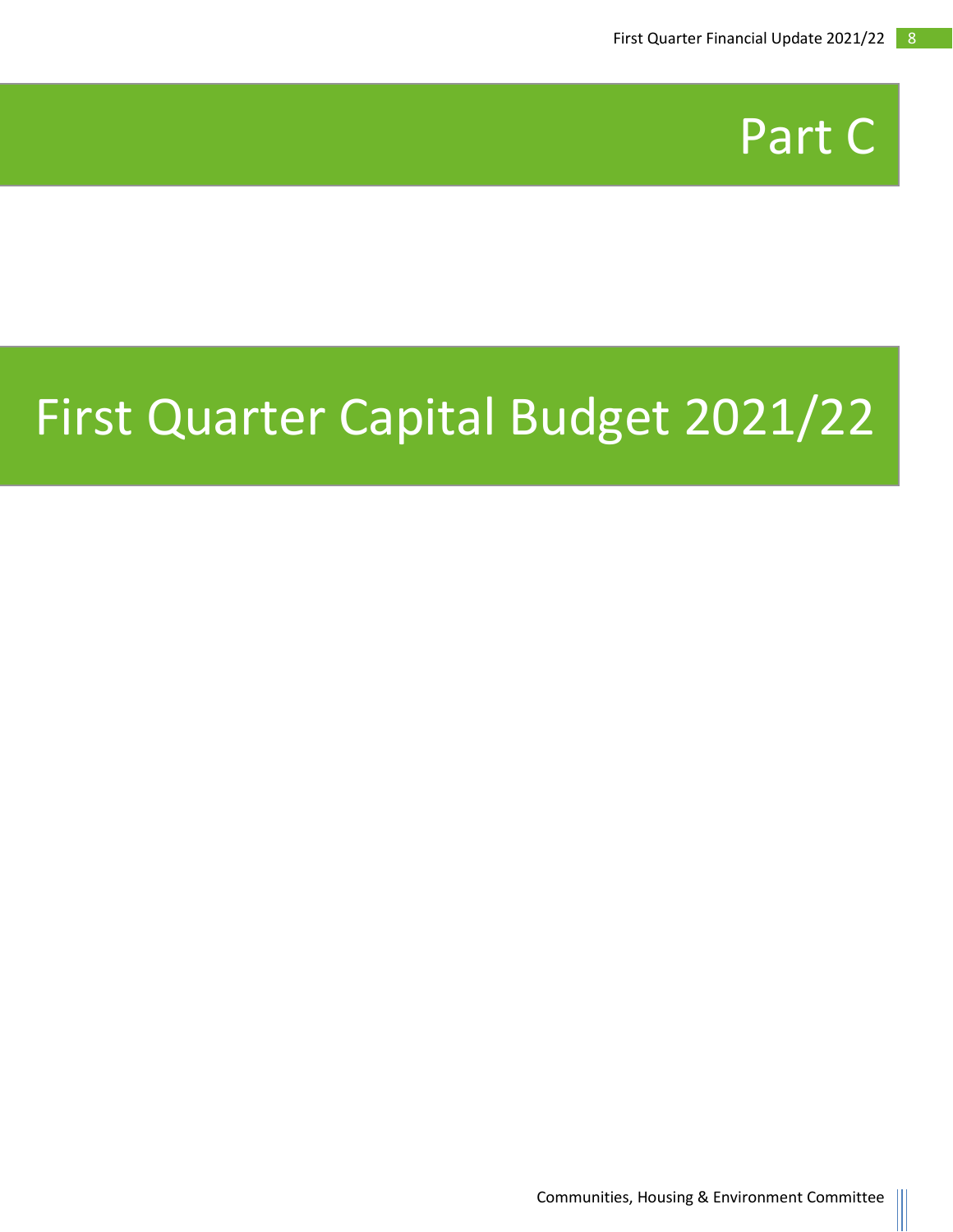# Part C

# First Quarter Capital Budget 2021/22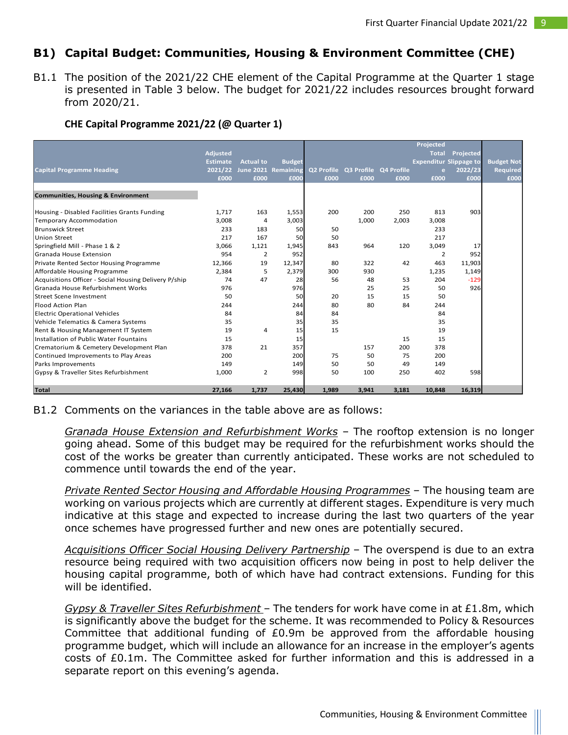## B1) Capital Budget: Communities, Housing & Environment Committee (CHE)

B1.1 The position of the 2021/22 CHE element of the Capital Programme at the Quarter 1 stage is presented in Table 3 below. The budget for 2021/22 includes resources brought forward from 2020/21.

**CHE Capital Programme 2021/22 (@ Quarter 1)**

| Capital Programme Heading | Adjusted Estimate 2021/22 £000 | Actual to June 2021 £000 | Budget Remaining £000 | Q2 Profile £000 | Q3 Profile £000 | Q4 Profile £000 | Projected Total Expenditure £000 | Projected Slippage to 2022/23 £000 | Budget Not Required £000 |
|---|---|---|---|---|---|---|---|---|---|
| **Communities, Housing & Environment** | | | | | | | | | |
| Housing - Disabled Facilities Grants Funding | 1,717 | 163 | 1,553 | 200 | 200 | 250 | 813 | 903 | |
| Temporary Accommodation | 3,008 | 4 | 3,003 | | 1,000 | 2,003 | 3,008 | | |
| Brunswick Street | 233 | 183 | 50 | 50 | | | 233 | | |
| Union Street | 217 | 167 | 50 | 50 | | | 217 | | |
| Springfield Mill - Phase 1 & 2 | 3,066 | 1,121 | 1,945 | 843 | 964 | 120 | 3,049 | 17 | |
| Granada House Extension | 954 | 2 | 952 | | | | 2 | 952 | |
| Private Rented Sector Housing Programme | 12,366 | 19 | 12,347 | 80 | 322 | 42 | 463 | 11,903 | |
| Affordable Housing Programme | 2,384 | 5 | 2,379 | 300 | 930 | | 1,235 | 1,149 | |
| Acquisitions Officer - Social Housing Delivery P/ship | 74 | 47 | 28 | 56 | 48 | 53 | 204 | -129 | |
| Granada House Refurbishment Works | 976 | | 976 | | 25 | 25 | 50 | 926 | |
| Street Scene Investment | 50 | | 50 | 20 | 15 | 15 | 50 | | |
| Flood Action Plan | 244 | | 244 | 80 | 80 | 84 | 244 | | |
| Electric Operational Vehicles | 84 | | 84 | 84 | | | 84 | | |
| Vehicle Telematics & Camera Systems | 35 | | 35 | 35 | | | 35 | | |
| Rent & Housing Management IT System | 19 | 4 | 15 | 15 | | | 19 | | |
| Installation of Public Water Fountains | 15 | | 15 | | | 15 | 15 | | |
| Crematorium & Cemetery Development Plan | 378 | 21 | 357 | | 157 | 200 | 378 | | |
| Continued Improvements to Play Areas | 200 | | 200 | 75 | 50 | 75 | 200 | | |
| Parks Improvements | 149 | | 149 | 50 | 50 | 49 | 149 | | |
| Gypsy & Traveller Sites Refurbishment | 1,000 | 2 | 998 | 50 | 100 | 250 | 402 | 598 | |
| **Total** | **27,166** | **1,737** | **25,430** | **1,989** | **3,941** | **3,181** | **10,848** | **16,319** | |

B1.2 Comments on the variances in the table above are as follows:

Granada House Extension and Refurbishment Works – The rooftop extension is no longer going ahead. Some of this budget may be required for the refurbishment works should the cost of the works be greater than currently anticipated. These works are not scheduled to commence until towards the end of the year.

Private Rented Sector Housing and Affordable Housing Programmes – The housing team are working on various projects which are currently at different stages. Expenditure is very much indicative at this stage and expected to increase during the last two quarters of the year once schemes have progressed further and new ones are potentially secured.

Acquisitions Officer Social Housing Delivery Partnership – The overspend is due to an extra resource being required with two acquisition officers now being in post to help deliver the housing capital programme, both of which have had contract extensions. Funding for this will be identified.

Gypsy & Traveller Sites Refurbishment – The tenders for work have come in at £1.8m, which is significantly above the budget for the scheme. It was recommended to Policy & Resources Committee that additional funding of £0.9m be approved from the affordable housing programme budget, which will include an allowance for an increase in the employer's agents costs of £0.1m. The Committee asked for further information and this is addressed in a separate report on this evening's agenda.